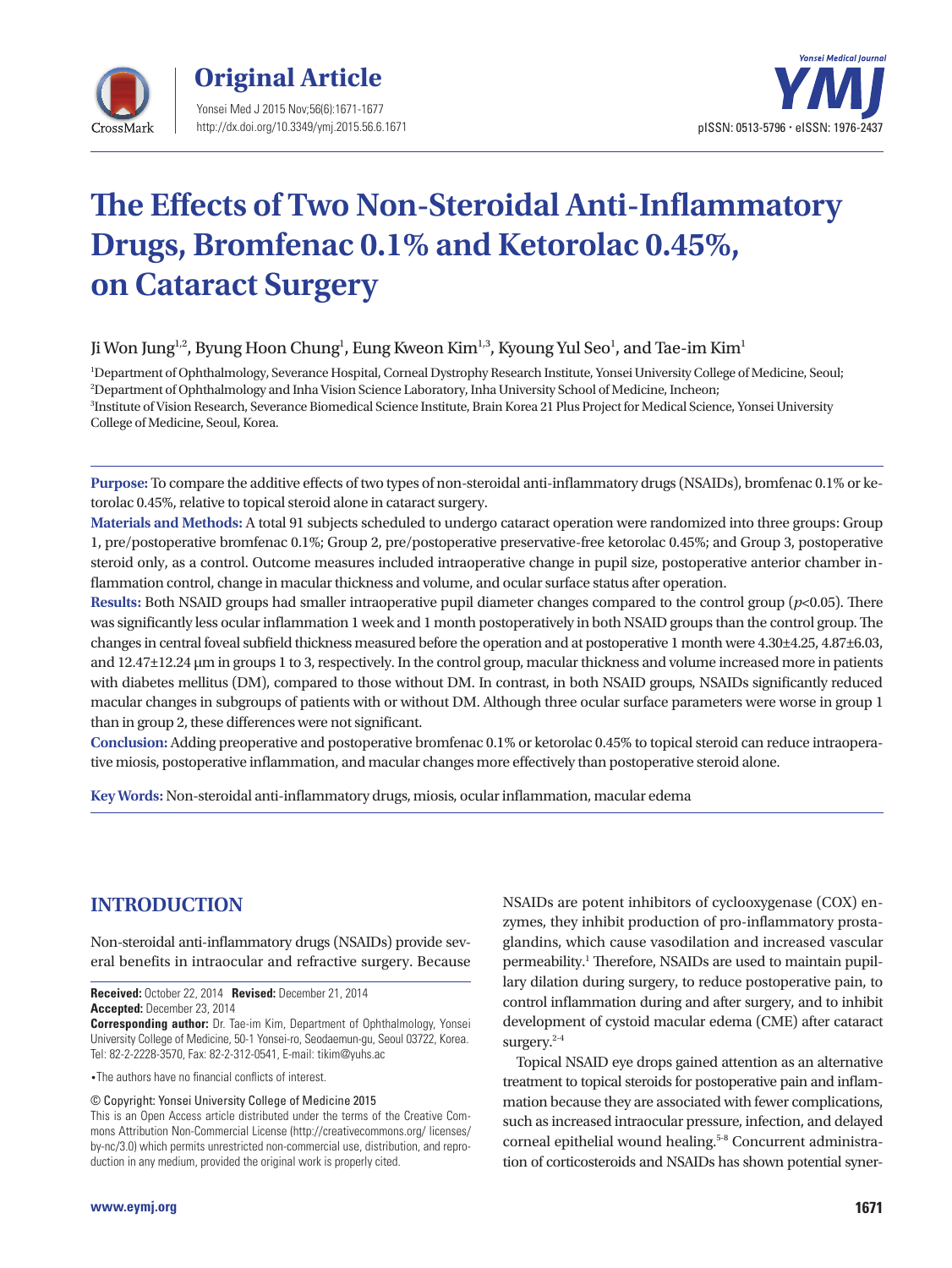# The Effects of Two Non-Steroidal Anti-Inflammatory Drugs, Bromfenac 0.1% and Ketorolac 0.45%, on Cataract Surgery

Ji Won Jung[1,2], Byung Hoon Chung[1], Eung Kweon Kim[1,3], Kyoung Yul Seo[1], and Tae-im Kim[1]

[1]Department of Ophthalmology, Severance Hospital, Corneal Dystrophy Research Institute, Yonsei University College of Medicine, Seoul;
[2]Department of Ophthalmology and Inha Vision Science Laboratory, Inha University School of Medicine, Incheon;
[3]Institute of Vision Research, Severance Biomedical Science Institute, Brain Korea 21 Plus Project for Medical Science, Yonsei University College of Medicine, Seoul, Korea.

**Purpose:** To compare the additive effects of two types of non-steroidal anti-inflammatory drugs (NSAIDs), bromfenac 0.1% or ketorolac 0.45%, relative to topical steroid alone in cataract surgery.
**Materials and Methods:** A total 91 subjects scheduled to undergo cataract operation were randomized into three groups: Group 1, pre/postoperative bromfenac 0.1%; Group 2, pre/postoperative preservative-free ketorolac 0.45%; and Group 3, postoperative steroid only, as a control. Outcome measures included intraoperative change in pupil size, postoperative anterior chamber inflammation control, change in macular thickness and volume, and ocular surface status after operation.
**Results:** Both NSAID groups had smaller intraoperative pupil diameter changes compared to the control group ($p<0.05$). There was significantly less ocular inflammation 1 week and 1 month postoperatively in both NSAID groups than the control group. The changes in central foveal subfield thickness measured before the operation and at postoperative 1 month were 4.30±4.25, 4.87±6.03, and 12.47±12.24 μm in groups 1 to 3, respectively. In the control group, macular thickness and volume increased more in patients with diabetes mellitus (DM), compared to those without DM. In contrast, in both NSAID groups, NSAIDs significantly reduced macular changes in subgroups of patients with or without DM. Although three ocular surface parameters were worse in group 1 than in group 2, these differences were not significant.
**Conclusion:** Adding preoperative and postoperative bromfenac 0.1% or ketorolac 0.45% to topical steroid can reduce intraoperative miosis, postoperative inflammation, and macular changes more effectively than postoperative steroid alone.

**Key Words:** Non-steroidal anti-inflammatory drugs, miosis, ocular inflammation, macular edema

## INTRODUCTION

Non-steroidal anti-inflammatory drugs (NSAIDs) provide several benefits in intraocular and refractive surgery. Because NSAIDs are potent inhibitors of cyclooxygenase (COX) enzymes, they inhibit production of pro-inflammatory prostaglandins, which cause vasodilation and increased vascular permeability.[1] Therefore, NSAIDs are used to maintain pupillary dilation during surgery, to reduce postoperative pain, to control inflammation during and after surgery, and to inhibit development of cystoid macular edema (CME) after cataract surgery.[2-4]

Topical NSAID eye drops gained attention as an alternative treatment to topical steroids for postoperative pain and inflammation because they are associated with fewer complications, such as increased intraocular pressure, infection, and delayed corneal epithelial wound healing.[5-8] Concurrent administration of corticosteroids and NSAIDs has shown potential syner-

**Received:** October 22, 2014 **Revised:** December 21, 2014
**Accepted:** December 23, 2014
**Corresponding author:** Dr. Tae-im Kim, Department of Ophthalmology, Yonsei University College of Medicine, 50-1 Yonsei-ro, Seodaemun-gu, Seoul 03722, Korea.
Tel: 82-2-2228-3570, Fax: 82-2-312-0541, E-mail: tikim@yuhs.ac

•The authors have no financial conflicts of interest.

© Copyright: Yonsei University College of Medicine 2015
This is an Open Access article distributed under the terms of the Creative Commons Attribution Non-Commercial License (http://creativecommons.org/ licenses/by-nc/3.0) which permits unrestricted non-commercial use, distribution, and reproduction in any medium, provided the original work is properly cited.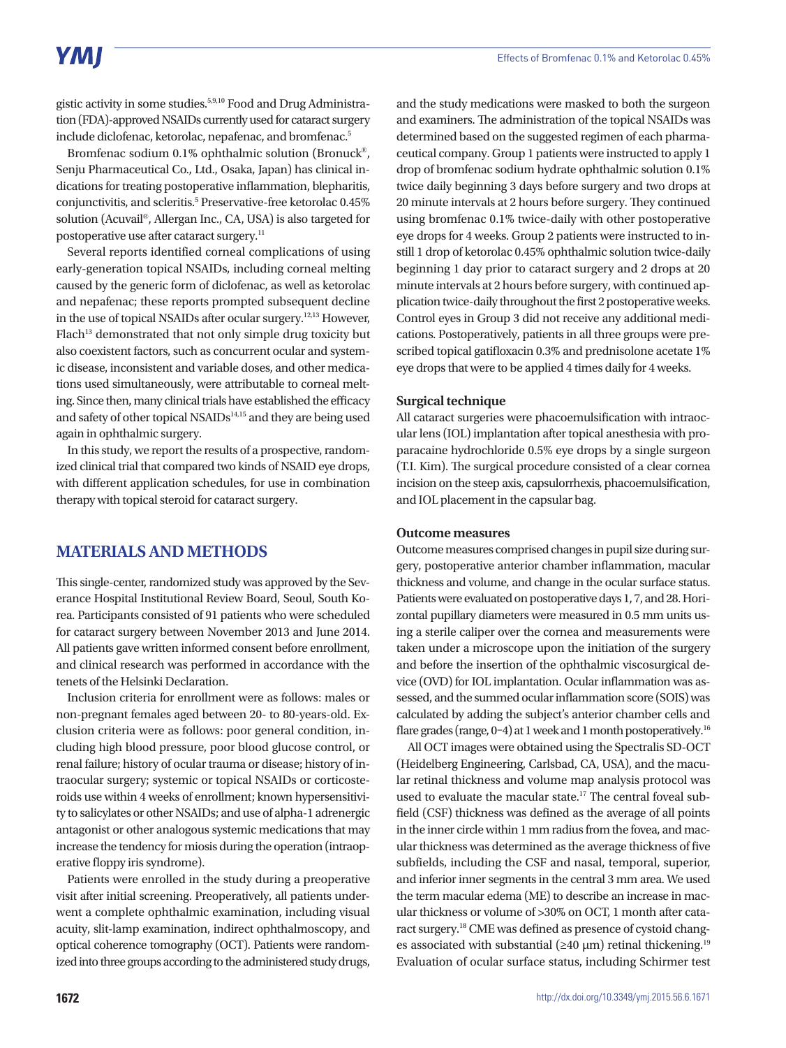gistic activity in some studies.[5,9,10] Food and Drug Administration (FDA)-approved NSAIDs currently used for cataract surgery include diclofenac, ketorolac, nepafenac, and bromfenac.[5]

Bromfenac sodium 0.1% ophthalmic solution (Bronuck®, Senju Pharmaceutical Co., Ltd., Osaka, Japan) has clinical indications for treating postoperative inflammation, blepharitis, conjunctivitis, and scleritis.[5] Preservative-free ketorolac 0.45% solution (Acuvail®, Allergan Inc., CA, USA) is also targeted for postoperative use after cataract surgery.[11]

Several reports identified corneal complications of using early-generation topical NSAIDs, including corneal melting caused by the generic form of diclofenac, as well as ketorolac and nepafenac; these reports prompted subsequent decline in the use of topical NSAIDs after ocular surgery.[12,13] However, Flach[13] demonstrated that not only simple drug toxicity but also coexistent factors, such as concurrent ocular and systemic disease, inconsistent and variable doses, and other medications used simultaneously, were attributable to corneal melting. Since then, many clinical trials have established the efficacy and safety of other topical NSAIDs[14,15] and they are being used again in ophthalmic surgery.

In this study, we report the results of a prospective, randomized clinical trial that compared two kinds of NSAID eye drops, with different application schedules, for use in combination therapy with topical steroid for cataract surgery.

## MATERIALS AND METHODS

This single-center, randomized study was approved by the Severance Hospital Institutional Review Board, Seoul, South Korea. Participants consisted of 91 patients who were scheduled for cataract surgery between November 2013 and June 2014. All patients gave written informed consent before enrollment, and clinical research was performed in accordance with the tenets of the Helsinki Declaration.

Inclusion criteria for enrollment were as follows: males or non-pregnant females aged between 20- to 80-years-old. Exclusion criteria were as follows: poor general condition, including high blood pressure, poor blood glucose control, or renal failure; history of ocular trauma or disease; history of intraocular surgery; systemic or topical NSAIDs or corticosteroids use within 4 weeks of enrollment; known hypersensitivity to salicylates or other NSAIDs; and use of alpha-1 adrenergic antagonist or other analogous systemic medications that may increase the tendency for miosis during the operation (intraoperative floppy iris syndrome).

Patients were enrolled in the study during a preoperative visit after initial screening. Preoperatively, all patients underwent a complete ophthalmic examination, including visual acuity, slit-lamp examination, indirect ophthalmoscopy, and optical coherence tomography (OCT). Patients were randomized into three groups according to the administered study drugs, and the study medications were masked to both the surgeon and examiners. The administration of the topical NSAIDs was determined based on the suggested regimen of each pharmaceutical company. Group 1 patients were instructed to apply 1 drop of bromfenac sodium hydrate ophthalmic solution 0.1% twice daily beginning 3 days before surgery and two drops at 20 minute intervals at 2 hours before surgery. They continued using bromfenac 0.1% twice-daily with other postoperative eye drops for 4 weeks. Group 2 patients were instructed to instill 1 drop of ketorolac 0.45% ophthalmic solution twice-daily beginning 1 day prior to cataract surgery and 2 drops at 20 minute intervals at 2 hours before surgery, with continued application twice-daily throughout the first 2 postoperative weeks. Control eyes in Group 3 did not receive any additional medications. Postoperatively, patients in all three groups were prescribed topical gatifloxacin 0.3% and prednisolone acetate 1% eye drops that were to be applied 4 times daily for 4 weeks.

### Surgical technique

All cataract surgeries were phacoemulsification with intraocular lens (IOL) implantation after topical anesthesia with proparacaine hydrochloride 0.5% eye drops by a single surgeon (T.I. Kim). The surgical procedure consisted of a clear cornea incision on the steep axis, capsulorrhexis, phacoemulsification, and IOL placement in the capsular bag.

### Outcome measures

Outcome measures comprised changes in pupil size during surgery, postoperative anterior chamber inflammation, macular thickness and volume, and change in the ocular surface status. Patients were evaluated on postoperative days 1, 7, and 28. Horizontal pupillary diameters were measured in 0.5 mm units using a sterile caliper over the cornea and measurements were taken under a microscope upon the initiation of the surgery and before the insertion of the ophthalmic viscosurgical device (OVD) for IOL implantation. Ocular inflammation was assessed, and the summed ocular inflammation score (SOIS) was calculated by adding the subject's anterior chamber cells and flare grades (range, 0–4) at 1 week and 1 month postoperatively.[16]

All OCT images were obtained using the Spectralis SD-OCT (Heidelberg Engineering, Carlsbad, CA, USA), and the macular retinal thickness and volume map analysis protocol was used to evaluate the macular state.[17] The central foveal subfield (CSF) thickness was defined as the average of all points in the inner circle within 1 mm radius from the fovea, and macular thickness was determined as the average thickness of five subfields, including the CSF and nasal, temporal, superior, and inferior inner segments in the central 3 mm area. We used the term macular edema (ME) to describe an increase in macular thickness or volume of >30% on OCT, 1 month after cataract surgery.[18] CME was defined as presence of cystoid changes associated with substantial (≥40 μm) retinal thickening.[19] Evaluation of ocular surface status, including Schirmer test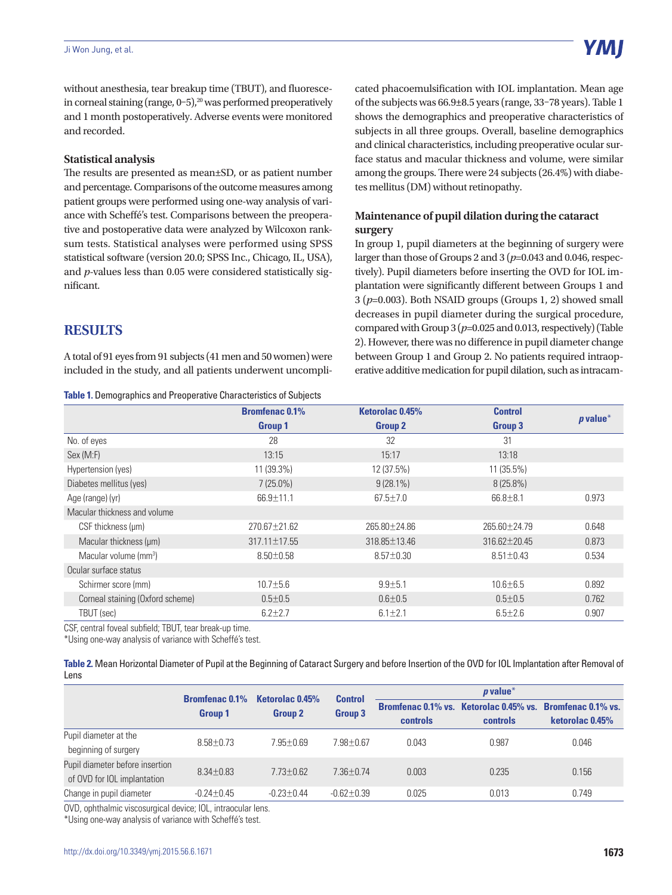without anesthesia, tear breakup time (TBUT), and fluorescein corneal staining (range, 0–5),[20] was performed preoperatively and 1 month postoperatively. Adverse events were monitored and recorded.

### Statistical analysis

The results are presented as mean±SD, or as patient number and percentage. Comparisons of the outcome measures among patient groups were performed using one-way analysis of variance with Scheffé's test. Comparisons between the preoperative and postoperative data were analyzed by Wilcoxon rank-sum tests. Statistical analyses were performed using SPSS statistical software (version 20.0; SPSS Inc., Chicago, IL, USA), and *p*-values less than 0.05 were considered statistically significant.

## RESULTS

A total of 91 eyes from 91 subjects (41 men and 50 women) were included in the study, and all patients underwent uncomplicated phacoemulsification with IOL implantation. Mean age of the subjects was 66.9±8.5 years (range, 33–78 years). Table 1 shows the demographics and preoperative characteristics of subjects in all three groups. Overall, baseline demographics and clinical characteristics, including preoperative ocular surface status and macular thickness and volume, were similar among the groups. There were 24 subjects (26.4%) with diabetes mellitus (DM) without retinopathy.

### Maintenance of pupil dilation during the cataract surgery

In group 1, pupil diameters at the beginning of surgery were larger than those of Groups 2 and 3 ($p$=0.043 and 0.046, respectively). Pupil diameters before inserting the OVD for IOL implantation were significantly different between Groups 1 and 3 ($p$=0.003). Both NSAID groups (Groups 1, 2) showed small decreases in pupil diameter during the surgical procedure, compared with Group 3 ($p$=0.025 and 0.013, respectively) (Table 2). However, there was no difference in pupil diameter change between Group 1 and Group 2. No patients required intraoperative additive medication for pupil dilation, such as intracam-

**Table 1.** Demographics and Preoperative Characteristics of Subjects

| | Bromfenac 0.1% Group 1 | Ketorolac 0.45% Group 2 | Control Group 3 | *p* value* |
|---|---|---|---|---|
| No. of eyes | 28 | 32 | 31 | |
| Sex (M:F) | 13:15 | 15:17 | 13:18 | |
| Hypertension (yes) | 11 (39.3%) | 12 (37.5%) | 11 (35.5%) | |
| Diabetes mellitus (yes) | 7 (25.0%) | 9 (28.1%) | 8 (25.8%) | |
| Age (range) (yr) | 66.9±11.1 | 67.5±7.0 | 66.8±8.1 | 0.973 |
| Macular thickness and volume | | | | |
| CSF thickness (μm) | 270.67±21.62 | 265.80±24.86 | 265.60±24.79 | 0.648 |
| Macular thickness (μm) | 317.11±17.55 | 318.85±13.46 | 316.62±20.45 | 0.873 |
| Macular volume (mm³) | 8.50±0.58 | 8.57±0.30 | 8.51±0.43 | 0.534 |
| Ocular surface status | | | | |
| Schirmer score (mm) | 10.7±5.6 | 9.9±5.1 | 10.6±6.5 | 0.892 |
| Corneal staining (Oxford scheme) | 0.5±0.5 | 0.6±0.5 | 0.5±0.5 | 0.762 |
| TBUT (sec) | 6.2±2.7 | 6.1±2.1 | 6.5±2.6 | 0.907 |

CSF, central foveal subfield; TBUT, tear break-up time.
*Using one-way analysis of variance with Scheffé's test.

**Table 2.** Mean Horizontal Diameter of Pupil at the Beginning of Cataract Surgery and before Insertion of the OVD for IOL Implantation after Removal of Lens

| | Bromfenac 0.1% Group 1 | Ketorolac 0.45% Group 2 | Control Group 3 | *p* value* | | |
|---|---|---|---|---|---|---|
| | | | | Bromfenac 0.1% vs. controls | Ketorolac 0.45% vs. controls | Bromfenac 0.1% vs. ketorolac 0.45% |
| Pupil diameter at the beginning of surgery | 8.58±0.73 | 7.95±0.69 | 7.98±0.67 | 0.043 | 0.987 | 0.046 |
| Pupil diameter before insertion of OVD for IOL implantation | 8.34±0.83 | 7.73±0.62 | 7.36±0.74 | 0.003 | 0.235 | 0.156 |
| Change in pupil diameter | -0.24±0.45 | -0.23±0.44 | -0.62±0.39 | 0.025 | 0.013 | 0.749 |

OVD, ophthalmic viscosurgical device; IOL, intraocular lens.
*Using one-way analysis of variance with Scheffé's test.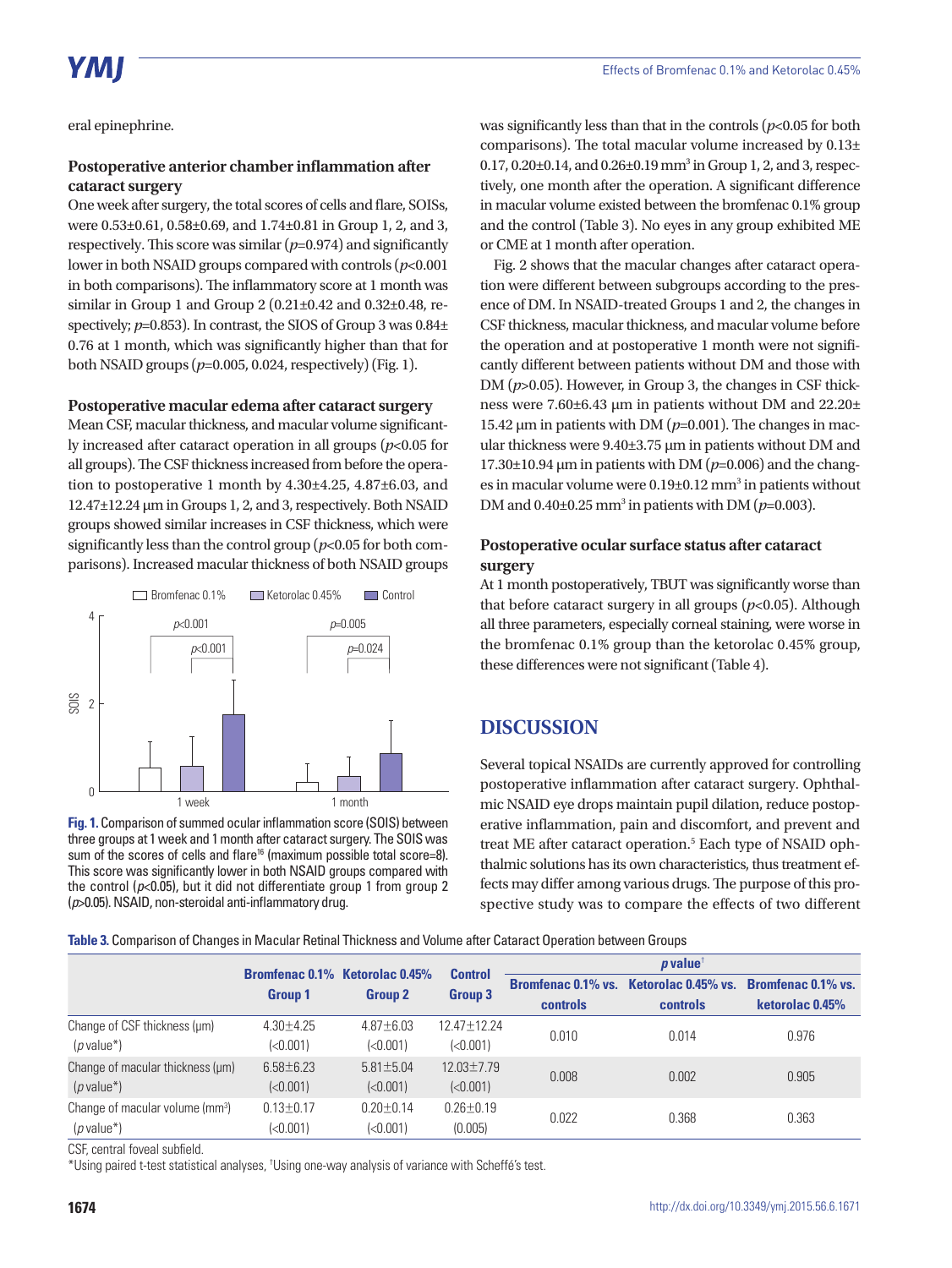eral epinephrine.

### Postoperative anterior chamber inflammation after cataract surgery

One week after surgery, the total scores of cells and flare, SOISs, were 0.53±0.61, 0.58±0.69, and 1.74±0.81 in Group 1, 2, and 3, respectively. This score was similar ($p$=0.974) and significantly lower in both NSAID groups compared with controls ($p$<0.001 in both comparisons). The inflammatory score at 1 month was similar in Group 1 and Group 2 (0.21±0.42 and 0.32±0.48, respectively; $p$=0.853). In contrast, the SIOS of Group 3 was 0.84±0.76 at 1 month, which was significantly higher than that for both NSAID groups ($p$=0.005, 0.024, respectively) (Fig. 1).

### Postoperative macular edema after cataract surgery

Mean CSF, macular thickness, and macular volume significantly increased after cataract operation in all groups ($p$<0.05 for all groups). The CSF thickness increased from before the operation to postoperative 1 month by 4.30±4.25, 4.87±6.03, and 12.47±12.24 μm in Groups 1, 2, and 3, respectively. Both NSAID groups showed similar increases in CSF thickness, which were significantly less than the control group ($p$<0.05 for both comparisons). Increased macular thickness of both NSAID groups was significantly less than that in the controls ($p$<0.05 for both comparisons). The total macular volume increased by 0.13±0.17, 0.20±0.14, and 0.26±0.19 mm$^3$ in Group 1, 2, and 3, respectively, one month after the operation. A significant difference in macular volume existed between the bromfenac 0.1% group and the control (Table 3). No eyes in any group exhibited ME or CME at 1 month after operation.

Fig. 2 shows that the macular changes after cataract operation were different between subgroups according to the presence of DM. In NSAID-treated Groups 1 and 2, the changes in CSF thickness, macular thickness, and macular volume before the operation and at postoperative 1 month were not significantly different between patients without DM and those with DM ($p$>0.05). However, in Group 3, the changes in CSF thickness were 7.60±6.43 μm in patients without DM and 22.20±15.42 μm in patients with DM ($p$=0.001). The changes in macular thickness were 9.40±3.75 μm in patients without DM and 17.30±10.94 μm in patients with DM ($p$=0.006) and the changes in macular volume were 0.19±0.12 mm$^3$ in patients without DM and 0.40±0.25 mm$^3$ in patients with DM ($p$=0.003).

**Fig. 1.** Comparison of summed ocular inflammation score (SOIS) between three groups at 1 week and 1 month after cataract surgery. The SOIS was sum of the scores of cells and flare[16] (maximum possible total score=8). This score was significantly lower in both NSAID groups compared with the control ($p$<0.05), but it did not differentiate group 1 from group 2 ($p$>0.05). NSAID, non-steroidal anti-inflammatory drug.

### Postoperative ocular surface status after cataract surgery

At 1 month postoperatively, TBUT was significantly worse than that before cataract surgery in all groups ($p$<0.05). Although all three parameters, especially corneal staining, were worse in the bromfenac 0.1% group than the ketorolac 0.45% group, these differences were not significant (Table 4).

## DISCUSSION

Several topical NSAIDs are currently approved for controlling postoperative inflammation after cataract surgery. Ophthalmic NSAID eye drops maintain pupil dilation, reduce postoperative inflammation, pain and discomfort, and prevent and treat ME after cataract operation.[5] Each type of NSAID ophthalmic solutions has its own characteristics, thus treatment effects may differ among various drugs. The purpose of this prospective study was to compare the effects of two different

**Table 3.** Comparison of Changes in Macular Retinal Thickness and Volume after Cataract Operation between Groups

| | Bromfenac 0.1% Group 1 | Ketorolac 0.45% Group 2 | Control Group 3 | $p$ value† | | |
|---|---|---|---|---|---|---|
| | | | | Bromfenac 0.1% vs. controls | Ketorolac 0.45% vs. controls | Bromfenac 0.1% vs. ketorolac 0.45% |
| Change of CSF thickness (μm) ($p$ value*) | 4.30±4.25 (<0.001) | 4.87±6.03 (<0.001) | 12.47±12.24 (<0.001) | 0.010 | 0.014 | 0.976 |
| Change of macular thickness (μm) ($p$ value*) | 6.58±6.23 (<0.001) | 5.81±5.04 (<0.001) | 12.03±7.79 (<0.001) | 0.008 | 0.002 | 0.905 |
| Change of macular volume (mm$^3$) ($p$ value*) | 0.13±0.17 (<0.001) | 0.20±0.14 (<0.001) | 0.26±0.19 (0.005) | 0.022 | 0.368 | 0.363 |

CSF, central foveal subfield.

*Using paired t-test statistical analyses, †Using one-way analysis of variance with Scheffé's test.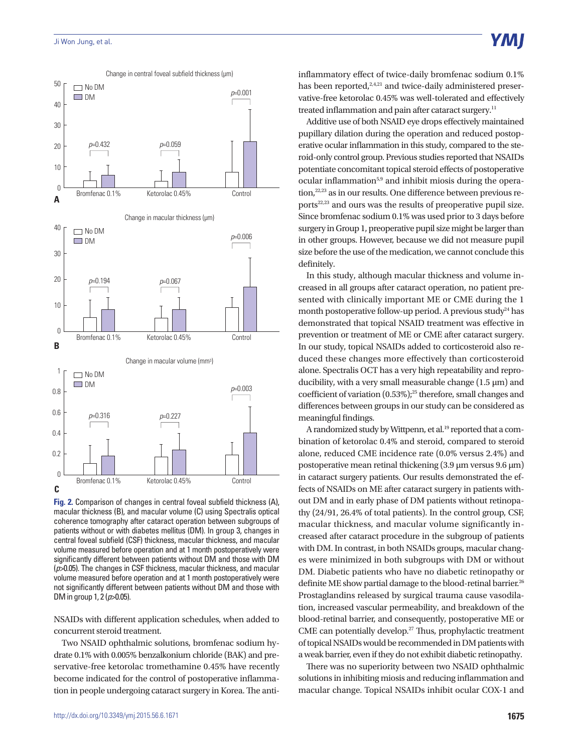Fig. 2. Comparison of changes in central foveal subfield thickness (A), macular thickness (B), and macular volume (C) using Spectralis optical coherence tomography after cataract operation between subgroups of patients without or with diabetes mellitus (DM). In group 3, changes in central foveal subfield (CSF) thickness, macular thickness, and macular volume measured before operation and at 1 month postoperatively were significantly different between patients without DM and those with DM ($p$>0.05). The changes in CSF thickness, macular thickness, and macular volume measured before operation and at 1 month postoperatively were not significantly different between patients without DM and those with DM in group 1, 2 ($p$>0.05).

NSAIDs with different application schedules, when added to concurrent steroid treatment.

Two NSAID ophthalmic solutions, bromfenac sodium hydrate 0.1% with 0.005% benzalkonium chloride (BAK) and preservative-free ketorolac tromethamine 0.45% have recently become indicated for the control of postoperative inflammation in people undergoing cataract surgery in Korea. The anti-inflammatory effect of twice-daily bromfenac sodium 0.1% has been reported,[2,4,21] and twice-daily administered preservative-free ketorolac 0.45% was well-tolerated and effectively treated inflammation and pain after cataract surgery.[11]

Additive use of both NSAID eye drops effectively maintained pupillary dilation during the operation and reduced postoperative ocular inflammation in this study, compared to the steroid-only control group. Previous studies reported that NSAIDs potentiate concomitant topical steroid effects of postoperative ocular inflammation[5,9] and inhibit miosis during the operation,[22,23] as in our results. One difference between previous reports[22,23] and ours was the results of preoperative pupil size. Since bromfenac sodium 0.1% was used prior to 3 days before surgery in Group 1, preoperative pupil size might be larger than in other groups. However, because we did not measure pupil size before the use of the medication, we cannot conclude this definitely.

In this study, although macular thickness and volume increased in all groups after cataract operation, no patient presented with clinically important ME or CME during the 1 month postoperative follow-up period. A previous study[24] has demonstrated that topical NSAID treatment was effective in prevention or treatment of ME or CME after cataract surgery. In our study, topical NSAIDs added to corticosteroid also reduced these changes more effectively than corticosteroid alone. Spectralis OCT has a very high repeatability and reproducibility, with a very small measurable change (1.5 μm) and coefficient of variation (0.53%);[25] therefore, small changes and differences between groups in our study can be considered as meaningful findings.

A randomized study by Wittpenn, et al.[19] reported that a combination of ketorolac 0.4% and steroid, compared to steroid alone, reduced CME incidence rate (0.0% versus 2.4%) and postoperative mean retinal thickening (3.9 μm versus 9.6 μm) in cataract surgery patients. Our results demonstrated the effects of NSAIDs on ME after cataract surgery in patients without DM and in early phase of DM patients without retinopathy (24/91, 26.4% of total patients). In the control group, CSF, macular thickness, and macular volume significantly increased after cataract procedure in the subgroup of patients with DM. In contrast, in both NSAIDs groups, macular changes were minimized in both subgroups with DM or without DM. Diabetic patients who have no diabetic retinopathy or definite ME show partial damage to the blood-retinal barrier.[26] Prostaglandins released by surgical trauma cause vasodilation, increased vascular permeability, and breakdown of the blood-retinal barrier, and consequently, postoperative ME or CME can potentially develop.[27] Thus, prophylactic treatment of topical NSAIDs would be recommended in DM patients with a weak barrier, even if they do not exhibit diabetic retinopathy.

There was no superiority between two NSAID ophthalmic solutions in inhibiting miosis and reducing inflammation and macular change. Topical NSAIDs inhibit ocular COX-1 and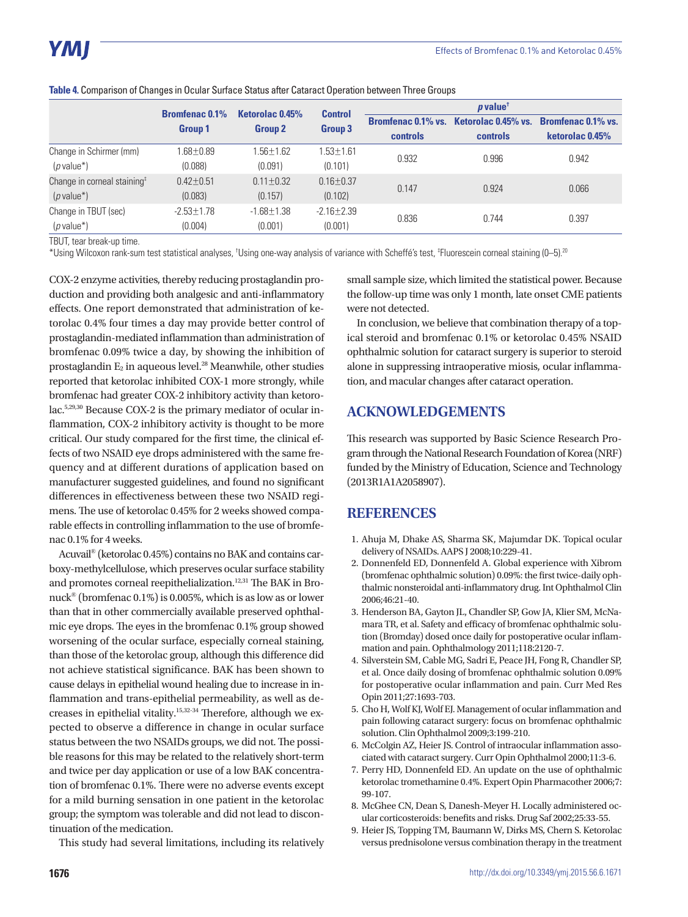**Table 4.** Comparison of Changes in Ocular Surface Status after Cataract Operation between Three Groups

| | Bromfenac 0.1% Group 1 | Ketorolac 0.45% Group 2 | Control Group 3 | *p* value† | | |
|---|---|---|---|---|---|---|
| | | | | Bromfenac 0.1% vs. controls | Ketorolac 0.45% vs. controls | Bromfenac 0.1% vs. ketorolac 0.45% |
| Change in Schirmer (mm) (*p* value*) | 1.68±0.89 (0.088) | 1.56±1.62 (0.091) | 1.53±1.61 (0.101) | 0.932 | 0.996 | 0.942 |
| Change in corneal staining‡ (*p* value*) | 0.42±0.51 (0.083) | 0.11±0.32 (0.157) | 0.16±0.37 (0.102) | 0.147 | 0.924 | 0.066 |
| Change in TBUT (sec) (*p* value*) | -2.53±1.78 (0.004) | -1.68±1.38 (0.001) | -2.16±2.39 (0.001) | 0.836 | 0.744 | 0.397 |

TBUT, tear break-up time.
*Using Wilcoxon rank-sum test statistical analyses, †Using one-way analysis of variance with Scheffé's test, ‡Fluorescein corneal staining (0–5).[20]

COX-2 enzyme activities, thereby reducing prostaglandin production and providing both analgesic and anti-inflammatory effects. One report demonstrated that administration of ketorolac 0.4% four times a day may provide better control of prostaglandin-mediated inflammation than administration of bromfenac 0.09% twice a day, by showing the inhibition of prostaglandin $E_2$ in aqueous level.[28] Meanwhile, other studies reported that ketorolac inhibited COX-1 more strongly, while bromfenac had greater COX-2 inhibitory activity than ketorolac.[5,29,30] Because COX-2 is the primary mediator of ocular inflammation, COX-2 inhibitory activity is thought to be more critical. Our study compared for the first time, the clinical effects of two NSAID eye drops administered with the same frequency and at different durations of application based on manufacturer suggested guidelines, and found no significant differences in effectiveness between these two NSAID regimens. The use of ketorolac 0.45% for 2 weeks showed comparable effects in controlling inflammation to the use of bromfenac 0.1% for 4 weeks.

Acuvail® (ketorolac 0.45%) contains no BAK and contains carboxy-methylcellulose, which preserves ocular surface stability and promotes corneal reepithelialization.[12,31] The BAK in Bronuck® (bromfenac 0.1%) is 0.005%, which is as low as or lower than that in other commercially available preserved ophthalmic eye drops. The eyes in the bromfenac 0.1% group showed worsening of the ocular surface, especially corneal staining, than those of the ketorolac group, although this difference did not achieve statistical significance. BAK has been shown to cause delays in epithelial wound healing due to increase in inflammation and trans-epithelial permeability, as well as decreases in epithelial vitality.[15,32-34] Therefore, although we expected to observe a difference in change in ocular surface status between the two NSAIDs groups, we did not. The possible reasons for this may be related to the relatively short-term and twice per day application or use of a low BAK concentration of bromfenac 0.1%. There were no adverse events except for a mild burning sensation in one patient in the ketorolac group; the symptom was tolerable and did not lead to discontinuation of the medication.

This study had several limitations, including its relatively small sample size, which limited the statistical power. Because the follow-up time was only 1 month, late onset CME patients were not detected.

In conclusion, we believe that combination therapy of a topical steroid and bromfenac 0.1% or ketorolac 0.45% NSAID ophthalmic solution for cataract surgery is superior to steroid alone in suppressing intraoperative miosis, ocular inflammation, and macular changes after cataract operation.

## ACKNOWLEDGEMENTS

This research was supported by Basic Science Research Program through the National Research Foundation of Korea (NRF) funded by the Ministry of Education, Science and Technology (2013R1A1A2058907).

## REFERENCES

1. Ahuja M, Dhake AS, Sharma SK, Majumdar DK. Topical ocular delivery of NSAIDs. AAPS J 2008;10:229-41.
2. Donnenfeld ED, Donnenfeld A. Global experience with Xibrom (bromfenac ophthalmic solution) 0.09%: the first twice-daily ophthalmic nonsteroidal anti-inflammatory drug. Int Ophthalmol Clin 2006;46:21-40.
3. Henderson BA, Gayton JL, Chandler SP, Gow JA, Klier SM, McNamara TR, et al. Safety and efficacy of bromfenac ophthalmic solution (Bromday) dosed once daily for postoperative ocular inflammation and pain. Ophthalmology 2011;118:2120-7.
4. Silverstein SM, Cable MG, Sadri E, Peace JH, Fong R, Chandler SP, et al. Once daily dosing of bromfenac ophthalmic solution 0.09% for postoperative ocular inflammation and pain. Curr Med Res Opin 2011;27:1693-703.
5. Cho H, Wolf KJ, Wolf EJ. Management of ocular inflammation and pain following cataract surgery: focus on bromfenac ophthalmic solution. Clin Ophthalmol 2009;3:199-210.
6. McColgin AZ, Heier JS. Control of intraocular inflammation associated with cataract surgery. Curr Opin Ophthalmol 2000;11:3-6.
7. Perry HD, Donnenfeld ED. An update on the use of ophthalmic ketorolac tromethamine 0.4%. Expert Opin Pharmacother 2006;7:99-107.
8. McGhee CN, Dean S, Danesh-Meyer H. Locally administered ocular corticosteroids: benefits and risks. Drug Saf 2002;25:33-55.
9. Heier JS, Topping TM, Baumann W, Dirks MS, Chern S. Ketorolac versus prednisolone versus combination therapy in the treatment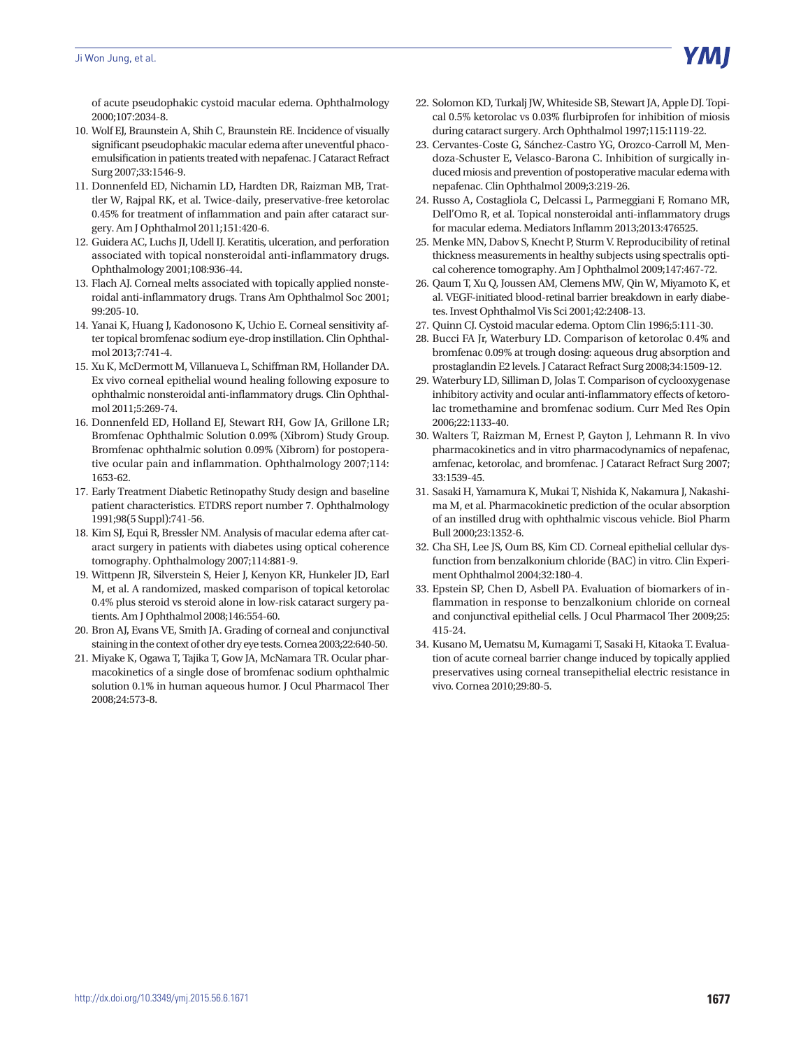of acute pseudophakic cystoid macular edema. Ophthalmology 2000;107:2034-8.

10. Wolf EJ, Braunstein A, Shih C, Braunstein RE. Incidence of visually significant pseudophakic macular edema after uneventful phacoemulsification in patients treated with nepafenac. J Cataract Refract Surg 2007;33:1546-9.
11. Donnenfeld ED, Nichamin LD, Hardten DR, Raizman MB, Trattler W, Rajpal RK, et al. Twice-daily, preservative-free ketorolac 0.45% for treatment of inflammation and pain after cataract surgery. Am J Ophthalmol 2011;151:420-6.
12. Guidera AC, Luchs JI, Udell IJ. Keratitis, ulceration, and perforation associated with topical nonsteroidal anti-inflammatory drugs. Ophthalmology 2001;108:936-44.
13. Flach AJ. Corneal melts associated with topically applied nonsteroidal anti-inflammatory drugs. Trans Am Ophthalmol Soc 2001; 99:205-10.
14. Yanai K, Huang J, Kadonosono K, Uchio E. Corneal sensitivity after topical bromfenac sodium eye-drop instillation. Clin Ophthalmol 2013;7:741-4.
15. Xu K, McDermott M, Villanueva L, Schiffman RM, Hollander DA. Ex vivo corneal epithelial wound healing following exposure to ophthalmic nonsteroidal anti-inflammatory drugs. Clin Ophthalmol 2011;5:269-74.
16. Donnenfeld ED, Holland EJ, Stewart RH, Gow JA, Grillone LR; Bromfenac Ophthalmic Solution 0.09% (Xibrom) Study Group. Bromfenac ophthalmic solution 0.09% (Xibrom) for postoperative ocular pain and inflammation. Ophthalmology 2007;114: 1653-62.
17. Early Treatment Diabetic Retinopathy Study design and baseline patient characteristics. ETDRS report number 7. Ophthalmology 1991;98(5 Suppl):741-56.
18. Kim SJ, Equi R, Bressler NM. Analysis of macular edema after cataract surgery in patients with diabetes using optical coherence tomography. Ophthalmology 2007;114:881-9.
19. Wittpenn JR, Silverstein S, Heier J, Kenyon KR, Hunkeler JD, Earl M, et al. A randomized, masked comparison of topical ketorolac 0.4% plus steroid vs steroid alone in low-risk cataract surgery patients. Am J Ophthalmol 2008;146:554-60.
20. Bron AJ, Evans VE, Smith JA. Grading of corneal and conjunctival staining in the context of other dry eye tests. Cornea 2003;22:640-50.
21. Miyake K, Ogawa T, Tajika T, Gow JA, McNamara TR. Ocular pharmacokinetics of a single dose of bromfenac sodium ophthalmic solution 0.1% in human aqueous humor. J Ocul Pharmacol Ther 2008;24:573-8.
22. Solomon KD, Turkalj JW, Whiteside SB, Stewart JA, Apple DJ. Topical 0.5% ketorolac vs 0.03% flurbiprofen for inhibition of miosis during cataract surgery. Arch Ophthalmol 1997;115:1119-22.
23. Cervantes-Coste G, Sánchez-Castro YG, Orozco-Carroll M, Mendoza-Schuster E, Velasco-Barona C. Inhibition of surgically induced miosis and prevention of postoperative macular edema with nepafenac. Clin Ophthalmol 2009;3:219-26.
24. Russo A, Costagliola C, Delcassi L, Parmeggiani F, Romano MR, Dell'Omo R, et al. Topical nonsteroidal anti-inflammatory drugs for macular edema. Mediators Inflamm 2013;2013:476525.
25. Menke MN, Dabov S, Knecht P, Sturm V. Reproducibility of retinal thickness measurements in healthy subjects using spectralis optical coherence tomography. Am J Ophthalmol 2009;147:467-72.
26. Qaum T, Xu Q, Joussen AM, Clemens MW, Qin W, Miyamoto K, et al. VEGF-initiated blood-retinal barrier breakdown in early diabetes. Invest Ophthalmol Vis Sci 2001;42:2408-13.
27. Quinn CJ. Cystoid macular edema. Optom Clin 1996;5:111-30.
28. Bucci FA Jr, Waterbury LD. Comparison of ketorolac 0.4% and bromfenac 0.09% at trough dosing: aqueous drug absorption and prostaglandin E2 levels. J Cataract Refract Surg 2008;34:1509-12.
29. Waterbury LD, Silliman D, Jolas T. Comparison of cyclooxygenase inhibitory activity and ocular anti-inflammatory effects of ketorolac tromethamine and bromfenac sodium. Curr Med Res Opin 2006;22:1133-40.
30. Walters T, Raizman M, Ernest P, Gayton J, Lehmann R. In vivo pharmacokinetics and in vitro pharmacodynamics of nepafenac, amfenac, ketorolac, and bromfenac. J Cataract Refract Surg 2007; 33:1539-45.
31. Sasaki H, Yamamura K, Mukai T, Nishida K, Nakamura J, Nakashima M, et al. Pharmacokinetic prediction of the ocular absorption of an instilled drug with ophthalmic viscous vehicle. Biol Pharm Bull 2000;23:1352-6.
32. Cha SH, Lee JS, Oum BS, Kim CD. Corneal epithelial cellular dysfunction from benzalkonium chloride (BAC) in vitro. Clin Experiment Ophthalmol 2004;32:180-4.
33. Epstein SP, Chen D, Asbell PA. Evaluation of biomarkers of inflammation in response to benzalkonium chloride on corneal and conjunctival epithelial cells. J Ocul Pharmacol Ther 2009;25: 415-24.
34. Kusano M, Uematsu M, Kumagami T, Sasaki H, Kitaoka T. Evaluation of acute corneal barrier change induced by topically applied preservatives using corneal transepithelial electric resistance in vivo. Cornea 2010;29:80-5.